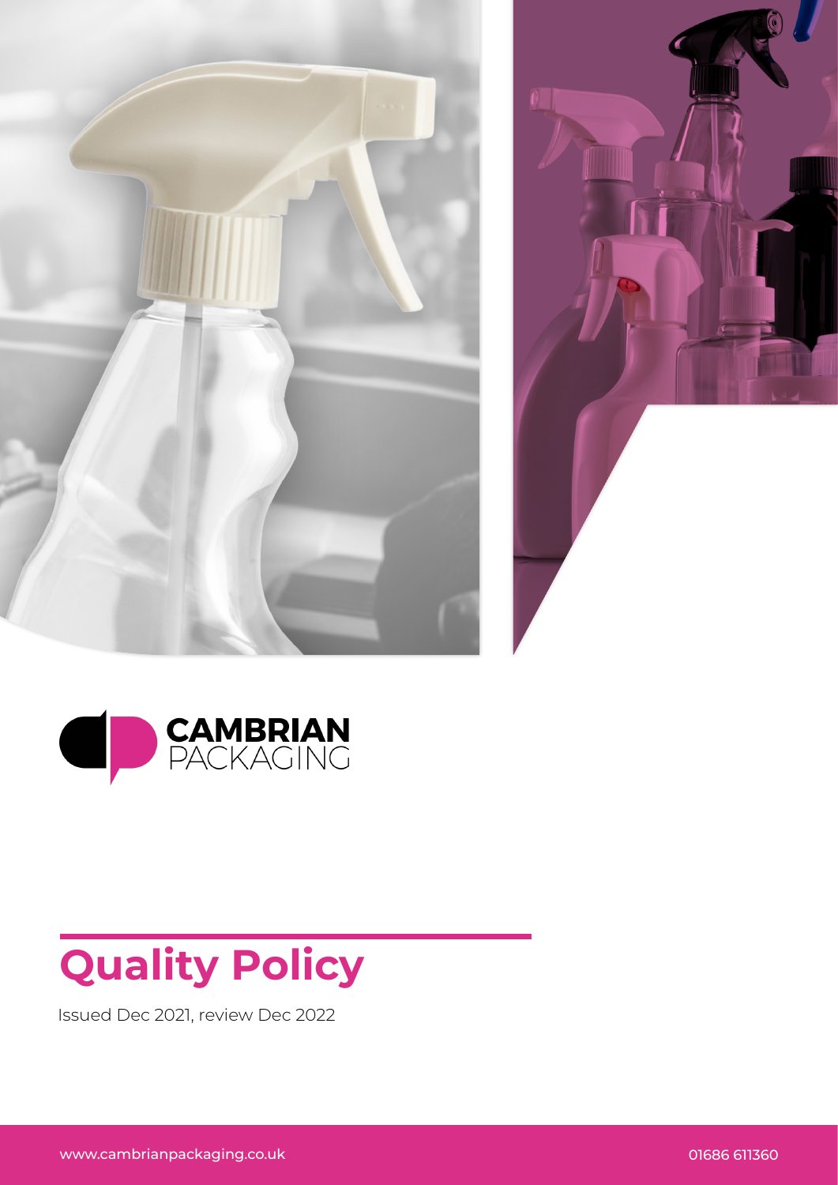CAMBRIAN
PACKAGING

# Quality Policy

Issued Dec 2021, review Dec 2022

www.cambrianpackaging.co.uk 01686 611360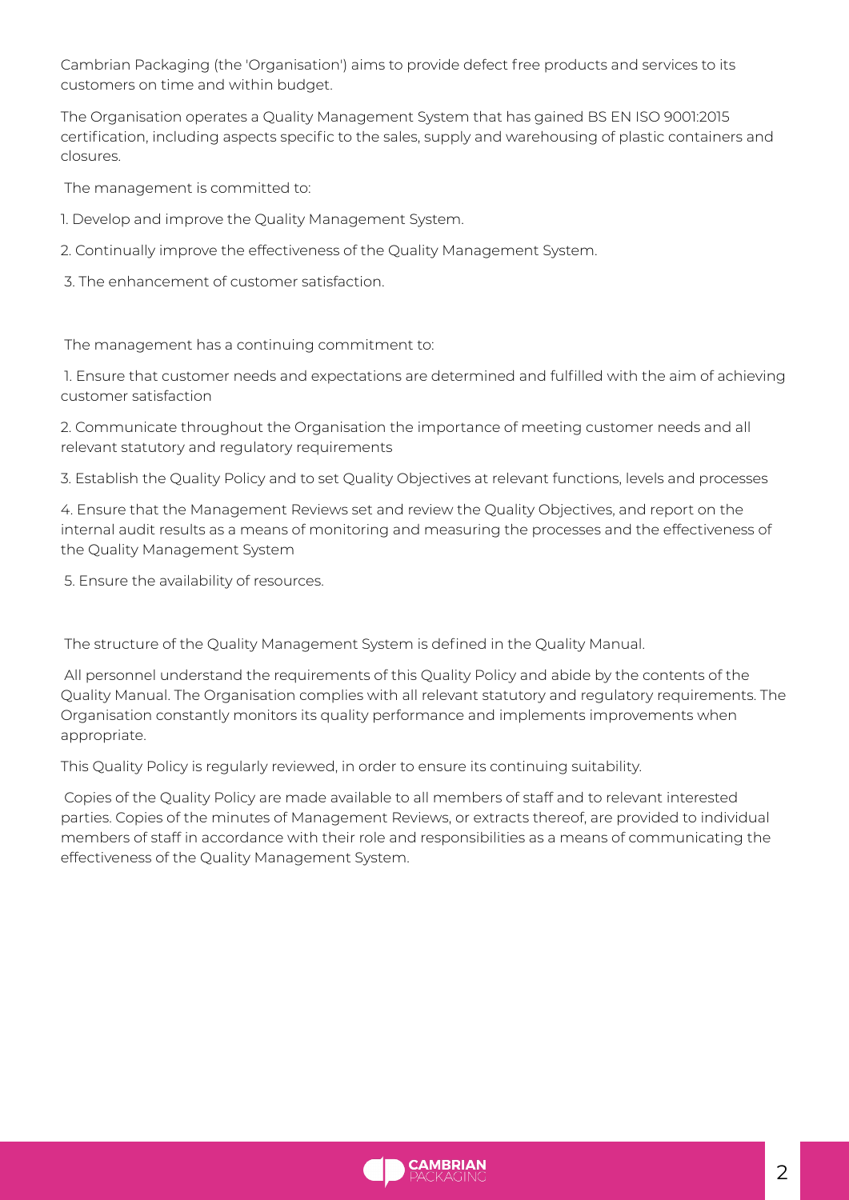Cambrian Packaging (the 'Organisation') aims to provide defect free products and services to its customers on time and within budget.

The Organisation operates a Quality Management System that has gained BS EN ISO 9001:2015 certification, including aspects specific to the sales, supply and warehousing of plastic containers and closures.

The management is committed to:

1. Develop and improve the Quality Management System.
2. Continually improve the effectiveness of the Quality Management System.
3. The enhancement of customer satisfaction.

The management has a continuing commitment to:

1. Ensure that customer needs and expectations are determined and fulfilled with the aim of achieving customer satisfaction
2. Communicate throughout the Organisation the importance of meeting customer needs and all relevant statutory and regulatory requirements
3. Establish the Quality Policy and to set Quality Objectives at relevant functions, levels and processes
4. Ensure that the Management Reviews set and review the Quality Objectives, and report on the internal audit results as a means of monitoring and measuring the processes and the effectiveness of the Quality Management System
5. Ensure the availability of resources.

The structure of the Quality Management System is defined in the Quality Manual.

All personnel understand the requirements of this Quality Policy and abide by the contents of the Quality Manual. The Organisation complies with all relevant statutory and regulatory requirements. The Organisation constantly monitors its quality performance and implements improvements when appropriate.

This Quality Policy is regularly reviewed, in order to ensure its continuing suitability.

Copies of the Quality Policy are made available to all members of staff and to relevant interested parties. Copies of the minutes of Management Reviews, or extracts thereof, are provided to individual members of staff in accordance with their role and responsibilities as a means of communicating the effectiveness of the Quality Management System.